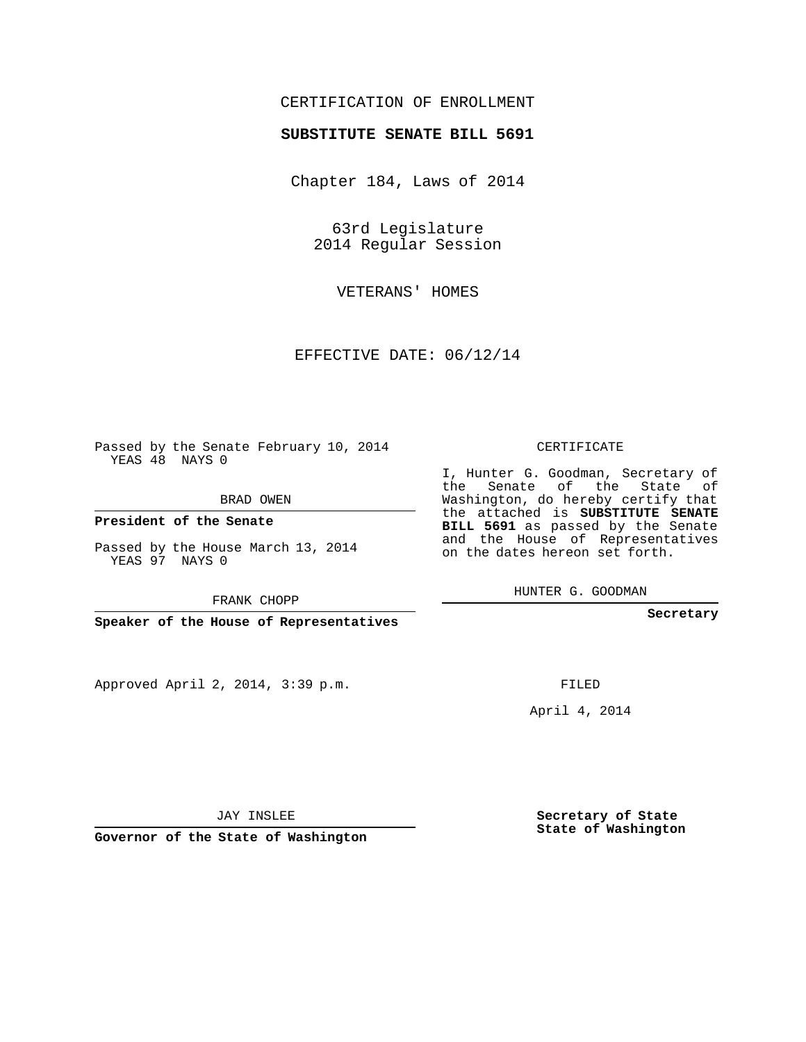CERTIFICATION OF ENROLLMENT

**SUBSTITUTE SENATE BILL 5691**

Chapter 184, Laws of 2014

63rd Legislature
2014 Regular Session

VETERANS' HOMES

EFFECTIVE DATE: 06/12/14

Passed by the Senate February 10, 2014
YEAS 48 NAYS 0

BRAD OWEN

**President of the Senate**

Passed by the House March 13, 2014
YEAS 97 NAYS 0

FRANK CHOPP

**Speaker of the House of Representatives**

CERTIFICATE

I, Hunter G. Goodman, Secretary of the Senate of the State of Washington, do hereby certify that the attached is **SUBSTITUTE SENATE BILL 5691** as passed by the Senate and the House of Representatives on the dates hereon set forth.

HUNTER G. GOODMAN

**Secretary**

Approved April 2, 2014, 3:39 p.m.

FILED

April 4, 2014

JAY INSLEE

**Governor of the State of Washington**

**Secretary of State**
**State of Washington**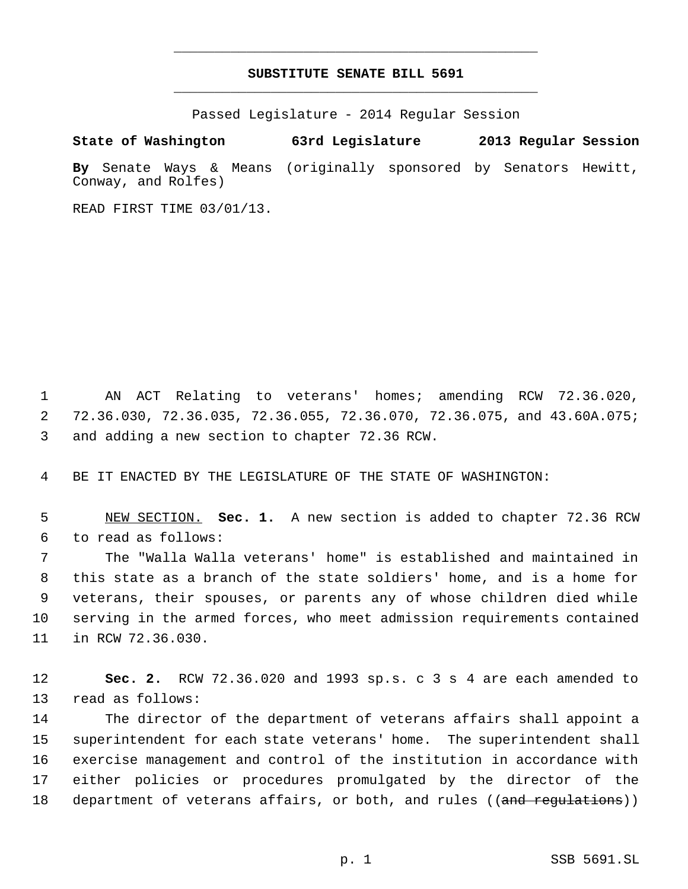**SUBSTITUTE SENATE BILL 5691**

Passed Legislature - 2014 Regular Session

**State of Washington 63rd Legislature 2013 Regular Session**

**By** Senate Ways & Means (originally sponsored by Senators Hewitt, Conway, and Rolfes)

READ FIRST TIME 03/01/13.

1 AN ACT Relating to veterans' homes; amending RCW 72.36.020, 2 72.36.030, 72.36.035, 72.36.055, 72.36.070, 72.36.075, and 43.60A.075; 3 and adding a new section to chapter 72.36 RCW.

4 BE IT ENACTED BY THE LEGISLATURE OF THE STATE OF WASHINGTON:

5 NEW SECTION. **Sec. 1.** A new section is added to chapter 72.36 RCW 6 to read as follows:

7 The "Walla Walla veterans' home" is established and maintained in 8 this state as a branch of the state soldiers' home, and is a home for 9 veterans, their spouses, or parents any of whose children died while 10 serving in the armed forces, who meet admission requirements contained 11 in RCW 72.36.030.

12 **Sec. 2.** RCW 72.36.020 and 1993 sp.s. c 3 s 4 are each amended to 13 read as follows:

14 The director of the department of veterans affairs shall appoint a 15 superintendent for each state veterans' home. The superintendent shall 16 exercise management and control of the institution in accordance with 17 either policies or procedures promulgated by the director of the 18 department of veterans affairs, or both, and rules ((~~and regulations~~))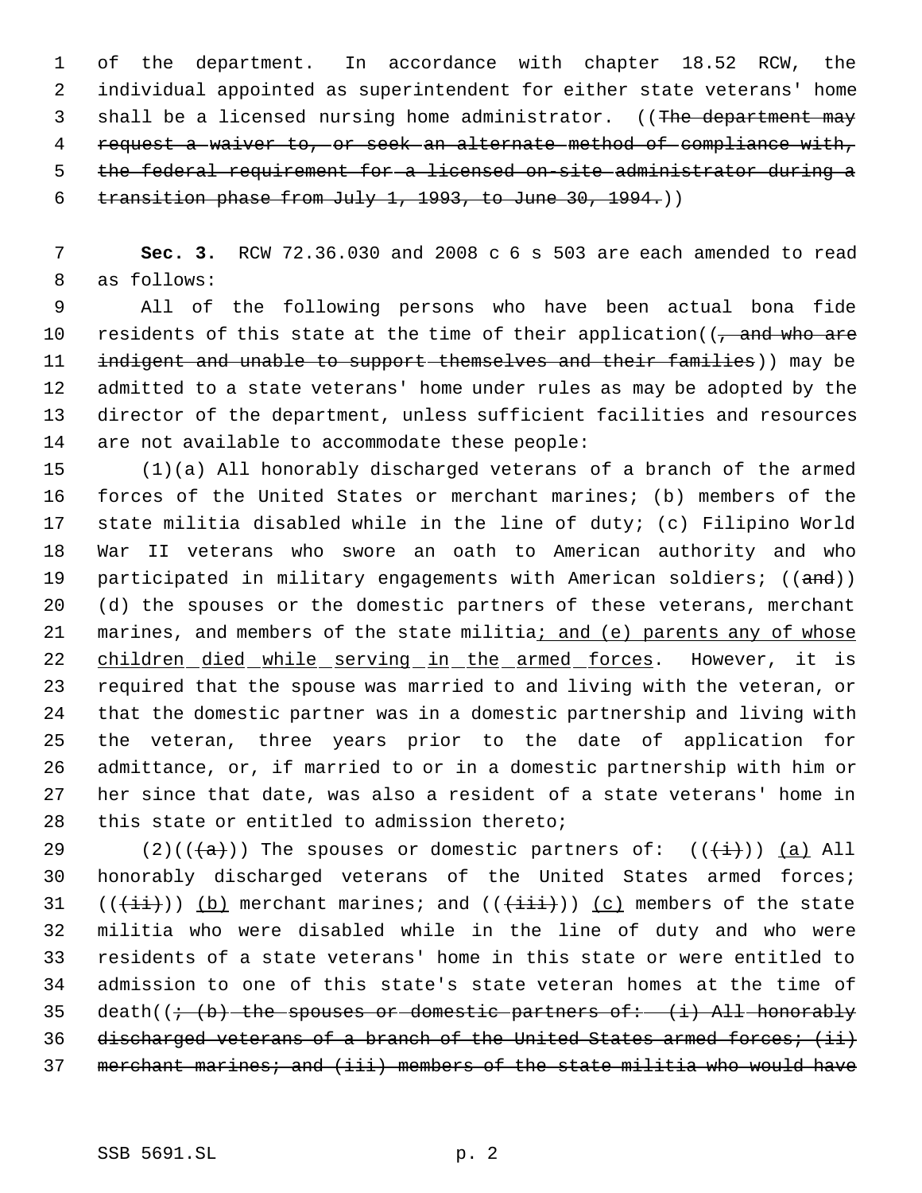of the department. In accordance with chapter 18.52 RCW, the individual appointed as superintendent for either state veterans' home shall be a licensed nursing home administrator. ((~~The department may request a waiver to, or seek an alternate method of compliance with, the federal requirement for a licensed on-site administrator during a transition phase from July 1, 1993, to June 30, 1994.~~))

**Sec. 3.** RCW 72.36.030 and 2008 c 6 s 503 are each amended to read as follows:

All of the following persons who have been actual bona fide residents of this state at the time of their application((~~, and who are indigent and unable to support themselves and their families~~)) may be admitted to a state veterans' home under rules as may be adopted by the director of the department, unless sufficient facilities and resources are not available to accommodate these people:

(1)(a) All honorably discharged veterans of a branch of the armed forces of the United States or merchant marines; (b) members of the state militia disabled while in the line of duty; (c) Filipino World War II veterans who swore an oath to American authority and who participated in military engagements with American soldiers; ((~~and~~)) (d) the spouses or the domestic partners of these veterans, merchant marines, and members of the state militia<u>; and (e) parents any of whose children died while serving in the armed forces</u>. However, it is required that the spouse was married to and living with the veteran, or that the domestic partner was in a domestic partnership and living with the veteran, three years prior to the date of application for admittance, or, if married to or in a domestic partnership with him or her since that date, was also a resident of a state veterans' home in this state or entitled to admission thereto;

(2)((~~(a)~~)) The spouses or domestic partners of: ((~~(i)~~)) <u>(a)</u> All honorably discharged veterans of the United States armed forces; ((~~(ii)~~)) <u>(b)</u> merchant marines; and ((~~(iii)~~)) <u>(c)</u> members of the state militia who were disabled while in the line of duty and who were residents of a state veterans' home in this state or were entitled to admission to one of this state's state veteran homes at the time of death((~~; (b) the spouses or domestic partners of: (i) All honorably discharged veterans of a branch of the United States armed forces; (ii) merchant marines; and (iii) members of the state militia who would have~~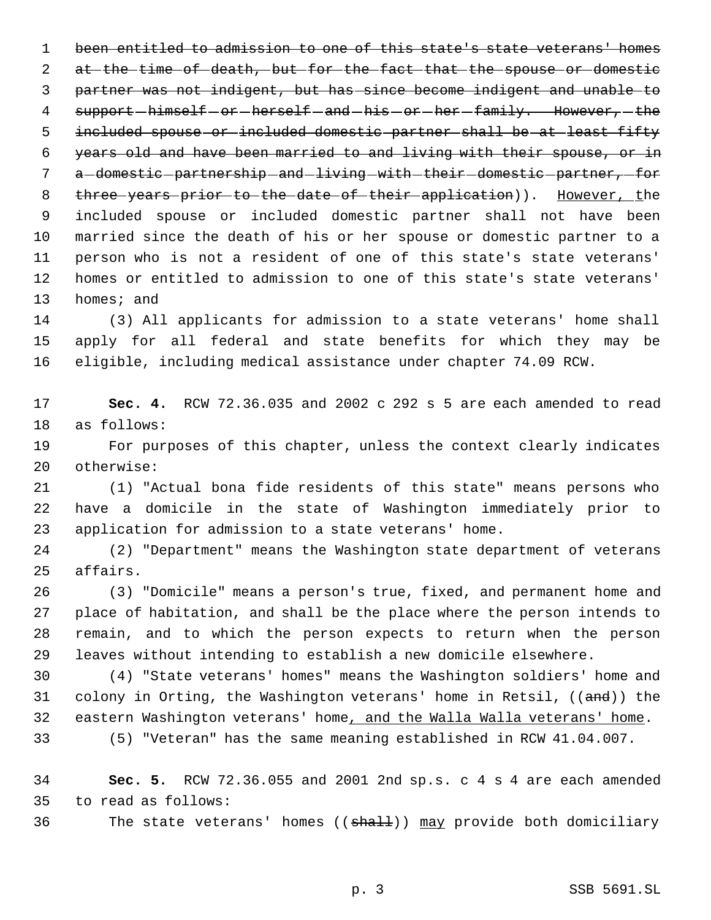~~been entitled to admission to one of this state's state veterans' homes at the time of death, but for the fact that the spouse or domestic partner was not indigent, but has since become indigent and unable to support himself or herself and his or her family. However, the included spouse or included domestic partner shall be at least fifty years old and have been married to and living with their spouse, or in a domestic partnership and living with their domestic partner, for three years prior to the date of their application~~)). <u>However, t</u>he included spouse or included domestic partner shall not have been married since the death of his or her spouse or domestic partner to a person who is not a resident of one of this state's state veterans' homes or entitled to admission to one of this state's state veterans' homes; and

(3) All applicants for admission to a state veterans' home shall apply for all federal and state benefits for which they may be eligible, including medical assistance under chapter 74.09 RCW.

**Sec. 4.** RCW 72.36.035 and 2002 c 292 s 5 are each amended to read as follows:

For purposes of this chapter, unless the context clearly indicates otherwise:

(1) "Actual bona fide residents of this state" means persons who have a domicile in the state of Washington immediately prior to application for admission to a state veterans' home.

(2) "Department" means the Washington state department of veterans affairs.

(3) "Domicile" means a person's true, fixed, and permanent home and place of habitation, and shall be the place where the person intends to remain, and to which the person expects to return when the person leaves without intending to establish a new domicile elsewhere.

(4) "State veterans' homes" means the Washington soldiers' home and colony in Orting, the Washington veterans' home in Retsil, ((~~and~~)) the eastern Washington veterans' home<u>, and the Walla Walla veterans' home</u>.

(5) "Veteran" has the same meaning established in RCW 41.04.007.

**Sec. 5.** RCW 72.36.055 and 2001 2nd sp.s. c 4 s 4 are each amended to read as follows:

The state veterans' homes ((~~shall~~)) <u>may</u> provide both domiciliary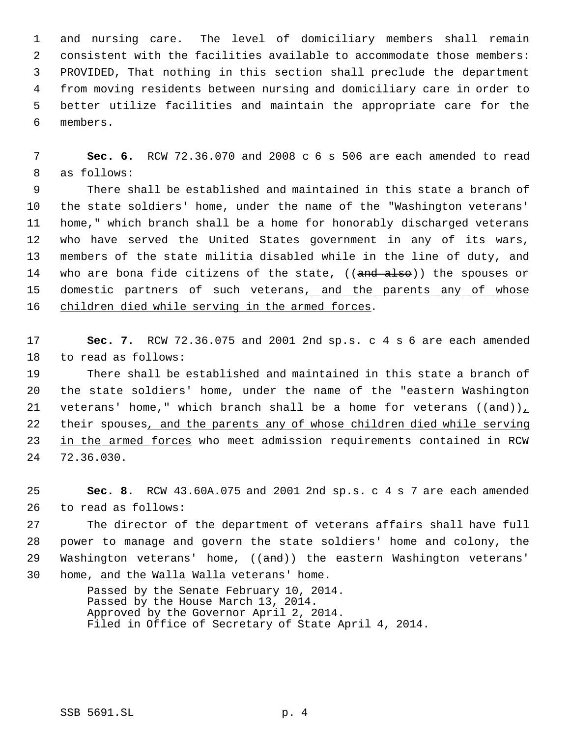and nursing care. The level of domiciliary members shall remain consistent with the facilities available to accommodate those members: PROVIDED, That nothing in this section shall preclude the department from moving residents between nursing and domiciliary care in order to better utilize facilities and maintain the appropriate care for the members.

**Sec. 6.** RCW 72.36.070 and 2008 c 6 s 506 are each amended to read as follows:

There shall be established and maintained in this state a branch of the state soldiers' home, under the name of the "Washington veterans' home," which branch shall be a home for honorably discharged veterans who have served the United States government in any of its wars, members of the state militia disabled while in the line of duty, and who are bona fide citizens of the state, ((~~and also~~)) the spouses or domestic partners of such veterans<u>, and the parents any of whose children died while serving in the armed forces</u>.

**Sec. 7.** RCW 72.36.075 and 2001 2nd sp.s. c 4 s 6 are each amended to read as follows:

There shall be established and maintained in this state a branch of the state soldiers' home, under the name of the "eastern Washington veterans' home," which branch shall be a home for veterans ((~~and~~))<u>,</u> their spouses<u>, and the parents any of whose children died while serving in the armed forces</u> who meet admission requirements contained in RCW 72.36.030.

**Sec. 8.** RCW 43.60A.075 and 2001 2nd sp.s. c 4 s 7 are each amended to read as follows:

The director of the department of veterans affairs shall have full power to manage and govern the state soldiers' home and colony, the Washington veterans' home, ((~~and~~)) the eastern Washington veterans' home<u>, and the Walla Walla veterans' home</u>.

Passed by the Senate February 10, 2014.
Passed by the House March 13, 2014.
Approved by the Governor April 2, 2014.
Filed in Office of Secretary of State April 4, 2014.